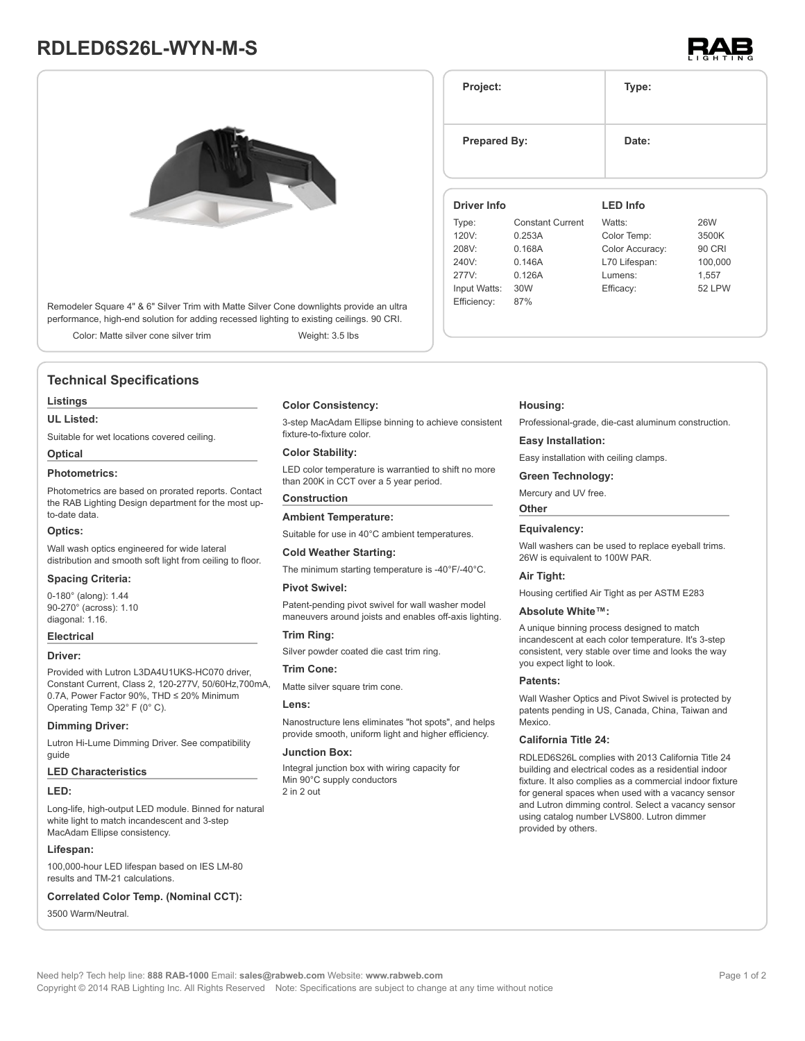# RDLED6S26L-WYN-M-S

| Project: | Type: |
|---|---|
| **Prepared By:** | **Date:** |

Remodeler Square 4" & 6" Silver Trim with Matte Silver Cone downlights provide an ultra performance, high-end solution for adding recessed lighting to existing ceilings. 90 CRI.

Color: Matte silver cone silver trim    Weight: 3.5 lbs

**Driver Info**

| | |
|---|---|
| Type: | Constant Current |
| 120V: | 0.253A |
| 208V: | 0.168A |
| 240V: | 0.146A |
| 277V: | 0.126A |
| Input Watts: | 30W |
| Efficiency: | 87% |

**LED Info**

| | |
|---|---|
| Watts: | 26W |
| Color Temp: | 3500K |
| Color Accuracy: | 90 CRI |
| L70 Lifespan: | 100,000 |
| Lumens: | 1,557 |
| Efficacy: | 52 LPW |

## Technical Specifications

### Listings

**UL Listed:**

Suitable for wet locations covered ceiling.

### Optical

**Photometrics:**

Photometrics are based on prorated reports. Contact the RAB Lighting Design department for the most up-to-date data.

**Optics:**

Wall wash optics engineered for wide lateral distribution and smooth soft light from ceiling to floor.

**Spacing Criteria:**

0-180° (along): 1.44
90-270° (across): 1.10
diagonal: 1.16.

### Electrical

**Driver:**

Provided with Lutron L3DA4U1UKS-HC070 driver, Constant Current, Class 2, 120-277V, 50/60Hz,700mA, 0.7A, Power Factor 90%, THD ≤ 20% Minimum Operating Temp 32° F (0° C).

**Dimming Driver:**

Lutron Hi-Lume Dimming Driver. See compatibility guide

### LED Characteristics

**LED:**

Long-life, high-output LED module. Binned for natural white light to match incandescent and 3-step MacAdam Ellipse consistency.

**Lifespan:**

100,000-hour LED lifespan based on IES LM-80 results and TM-21 calculations.

**Correlated Color Temp. (Nominal CCT):**

3500 Warm/Neutral.

**Color Consistency:**

3-step MacAdam Ellipse binning to achieve consistent fixture-to-fixture color.

**Color Stability:**

LED color temperature is warrantied to shift no more than 200K in CCT over a 5 year period.

### Construction

**Ambient Temperature:**

Suitable for use in 40°C ambient temperatures.

**Cold Weather Starting:**

The minimum starting temperature is -40°F/-40°C.

**Pivot Swivel:**

Patent-pending pivot swivel for wall washer model maneuvers around joists and enables off-axis lighting.

**Trim Ring:**

Silver powder coated die cast trim ring.

**Trim Cone:**

Matte silver square trim cone.

**Lens:**

Nanostructure lens eliminates "hot spots", and helps provide smooth, uniform light and higher efficiency.

**Junction Box:**

Integral junction box with wiring capacity for
Min 90°C supply conductors
2 in 2 out

**Housing:**

Professional-grade, die-cast aluminum construction.

**Easy Installation:**

Easy installation with ceiling clamps.

**Green Technology:**

Mercury and UV free.

### Other

**Equivalency:**

Wall washers can be used to replace eyeball trims. 26W is equivalent to 100W PAR.

**Air Tight:**

Housing certified Air Tight as per ASTM E283

**Absolute White™:**

A unique binning process designed to match incandescent at each color temperature. It's 3-step consistent, very stable over time and looks the way you expect light to look.

**Patents:**

Wall Washer Optics and Pivot Swivel is protected by patents pending in US, Canada, China, Taiwan and Mexico.

**California Title 24:**

RDLED6S26L complies with 2013 California Title 24 building and electrical codes as a residential indoor fixture. It also complies as a commercial indoor fixture for general spaces when used with a vacancy sensor and Lutron dimming control. Select a vacancy sensor using catalog number LVS800. Lutron dimmer provided by others.

Need help? Tech help line: **888 RAB-1000** Email: **sales@rabweb.com** Website: **www.rabweb.com**
Copyright © 2014 RAB Lighting Inc. All Rights Reserved   Note: Specifications are subject to change at any time without notice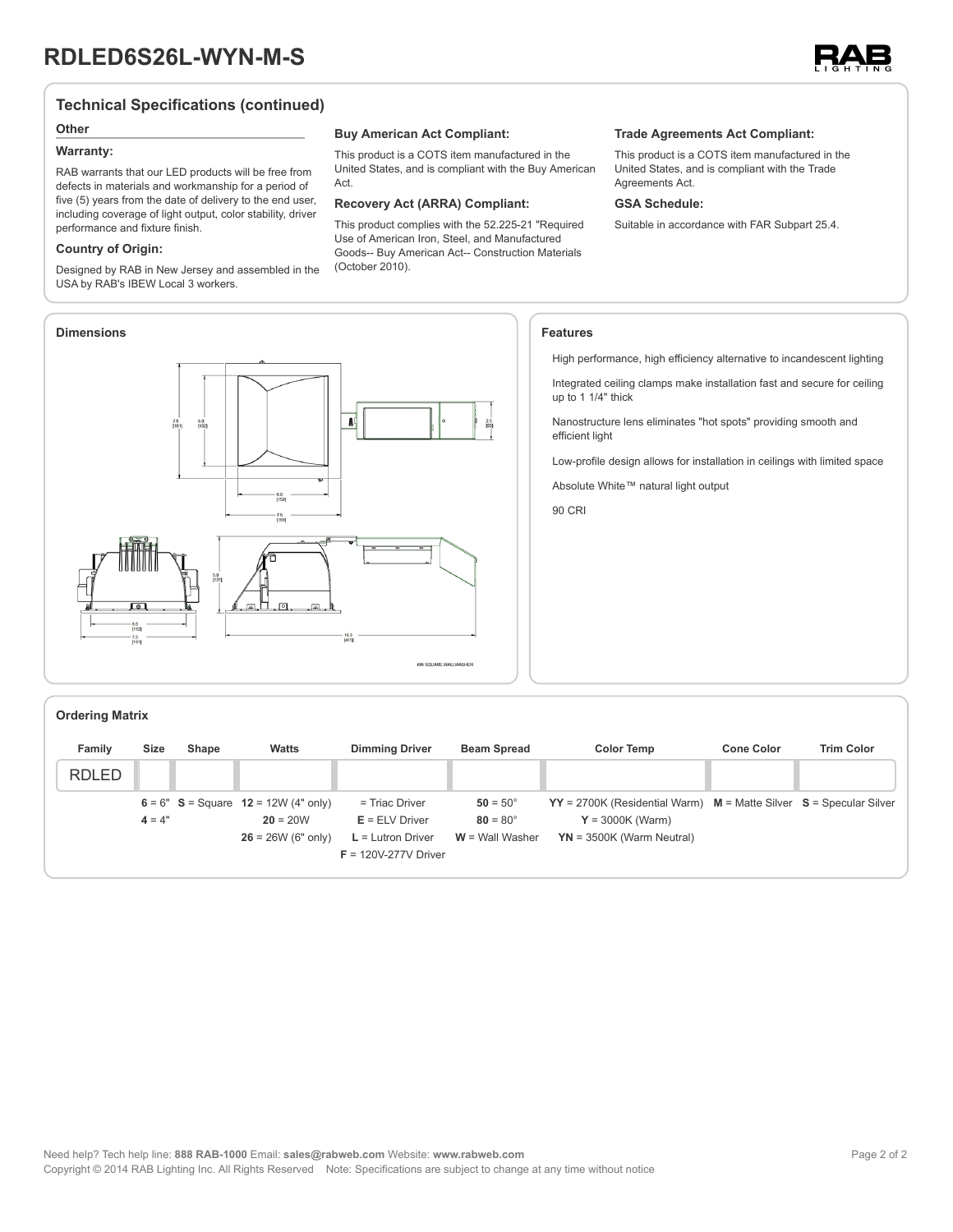# RDLED6S26L-WYN-M-S

## Technical Specifications (continued)

### Other

#### Warranty:

RAB warrants that our LED products will be free from defects in materials and workmanship for a period of five (5) years from the date of delivery to the end user, including coverage of light output, color stability, driver performance and fixture finish.

#### Country of Origin:

Designed by RAB in New Jersey and assembled in the USA by RAB's IBEW Local 3 workers.

#### Buy American Act Compliant:

This product is a COTS item manufactured in the United States, and is compliant with the Buy American Act.

#### Recovery Act (ARRA) Compliant:

This product complies with the 52.225-21 "Required Use of American Iron, Steel, and Manufactured Goods-- Buy American Act-- Construction Materials (October 2010).

#### Trade Agreements Act Compliant:

This product is a COTS item manufactured in the United States, and is compliant with the Trade Agreements Act.

#### GSA Schedule:

Suitable in accordance with FAR Subpart 25.4.

## Dimensions

7.5 [191]
6.0 [152]
2.1 [53]
6.0 [152]
7.5 [191]
5.0 [127]
6.0 [152]
7.5 [191]
16.3 [415]
6IN SQUARE WALLWASHER

## Features

High performance, high efficiency alternative to incandescent lighting

Integrated ceiling clamps make installation fast and secure for ceiling up to 1 1/4" thick

Nanostructure lens eliminates "hot spots" providing smooth and efficient light

Low-profile design allows for installation in ceilings with limited space

Absolute White™ natural light output

90 CRI

## Ordering Matrix

| Family | Size | Shape | Watts | Dimming Driver | Beam Spread | Color Temp | Cone Color | Trim Color |
|---|---|---|---|---|---|---|---|---|
| RDLED | | | | | | | | |
| | **6** = 6" | **S** = Square | **12** = 12W (4" only) | = Triac Driver | **50** = 50° | **YY** = 2700K (Residential Warm) | **M** = Matte Silver | **S** = Specular Silver |
| | **4** = 4" | | **20** = 20W | **E** = ELV Driver | **80** = 80° | **Y** = 3000K (Warm) | | |
| | | | **26** = 26W (6" only) | **L** = Lutron Driver | **W** = Wall Washer | **YN** = 3500K (Warm Neutral) | | |
| | | | | **F** = 120V-277V Driver | | | | |

Need help? Tech help line: **888 RAB-1000** Email: **sales@rabweb.com** Website: **www.rabweb.com**
Copyright © 2014 RAB Lighting Inc. All Rights Reserved Note: Specifications are subject to change at any time without notice